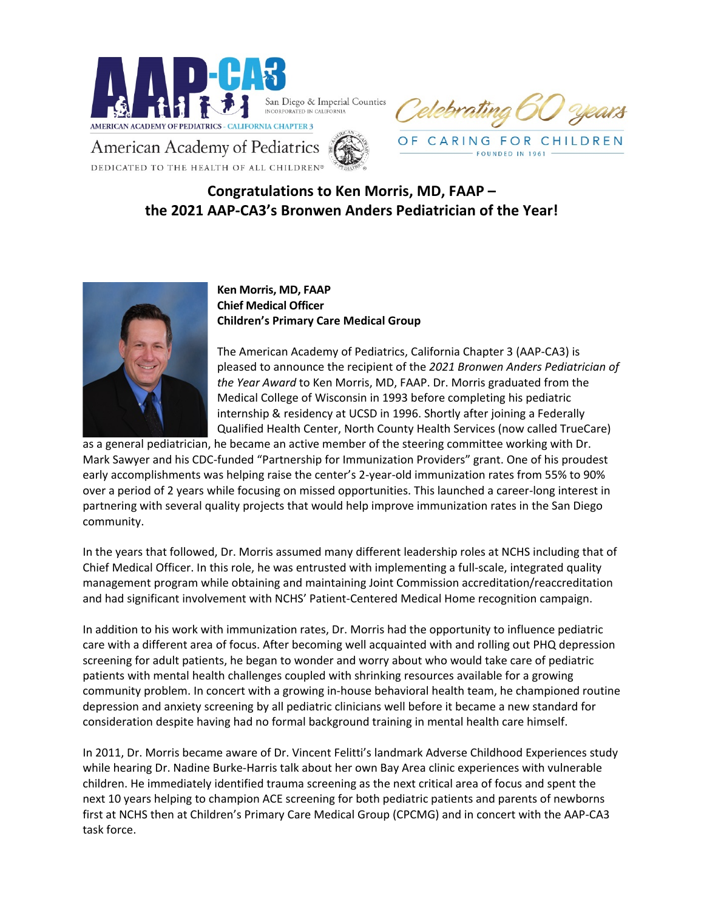AAP-CA3 San Diego & Imperial Counties INCORPORATED IN CALIFORNIA

AMERICAN ACADEMY OF PEDIATRICS - CALIFORNIA CHAPTER 3

American Academy of Pediatrics

DEDICATED TO THE HEALTH OF ALL CHILDREN®

Celebrating 60 Years OF CARING FOR CHILDREN FOUNDED IN 1961

# Congratulations to Ken Morris, MD, FAAP – the 2021 AAP-CA3's Bronwen Anders Pediatrician of the Year!

**Ken Morris, MD, FAAP**
**Chief Medical Officer**
**Children's Primary Care Medical Group**

The American Academy of Pediatrics, California Chapter 3 (AAP-CA3) is pleased to announce the recipient of the *2021 Bronwen Anders Pediatrician of the Year Award* to Ken Morris, MD, FAAP. Dr. Morris graduated from the Medical College of Wisconsin in 1993 before completing his pediatric internship & residency at UCSD in 1996. Shortly after joining a Federally Qualified Health Center, North County Health Services (now called TrueCare) as a general pediatrician, he became an active member of the steering committee working with Dr. Mark Sawyer and his CDC-funded "Partnership for Immunization Providers" grant. One of his proudest early accomplishments was helping raise the center's 2-year-old immunization rates from 55% to 90% over a period of 2 years while focusing on missed opportunities. This launched a career-long interest in partnering with several quality projects that would help improve immunization rates in the San Diego community.

In the years that followed, Dr. Morris assumed many different leadership roles at NCHS including that of Chief Medical Officer. In this role, he was entrusted with implementing a full-scale, integrated quality management program while obtaining and maintaining Joint Commission accreditation/reaccreditation and had significant involvement with NCHS' Patient-Centered Medical Home recognition campaign.

In addition to his work with immunization rates, Dr. Morris had the opportunity to influence pediatric care with a different area of focus. After becoming well acquainted with and rolling out PHQ depression screening for adult patients, he began to wonder and worry about who would take care of pediatric patients with mental health challenges coupled with shrinking resources available for a growing community problem. In concert with a growing in-house behavioral health team, he championed routine depression and anxiety screening by all pediatric clinicians well before it became a new standard for consideration despite having had no formal background training in mental health care himself.

In 2011, Dr. Morris became aware of Dr. Vincent Felitti's landmark Adverse Childhood Experiences study while hearing Dr. Nadine Burke-Harris talk about her own Bay Area clinic experiences with vulnerable children. He immediately identified trauma screening as the next critical area of focus and spent the next 10 years helping to champion ACE screening for both pediatric patients and parents of newborns first at NCHS then at Children's Primary Care Medical Group (CPCMG) and in concert with the AAP-CA3 task force.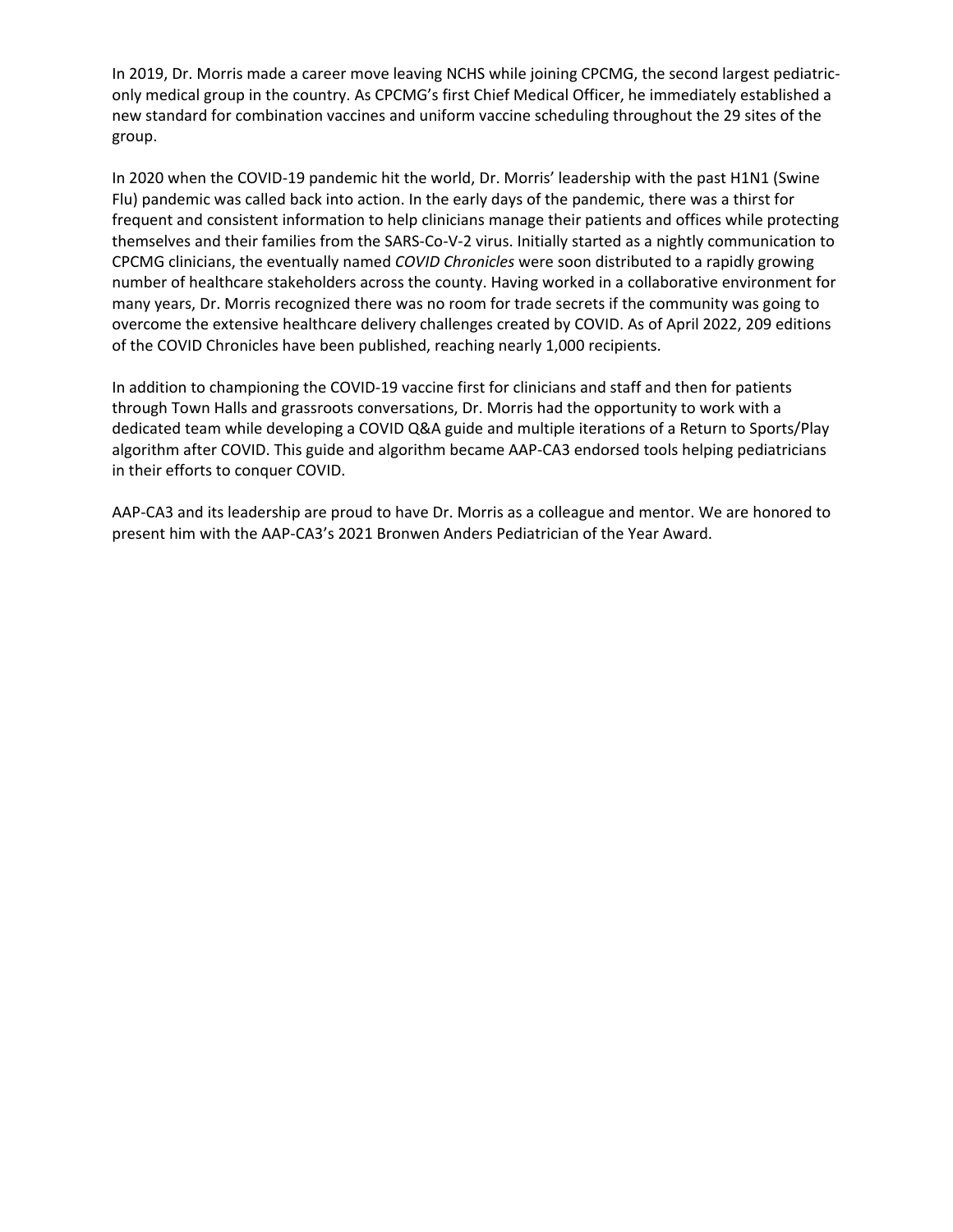In 2019, Dr. Morris made a career move leaving NCHS while joining CPCMG, the second largest pediatric-only medical group in the country. As CPCMG's first Chief Medical Officer, he immediately established a new standard for combination vaccines and uniform vaccine scheduling throughout the 29 sites of the group.

In 2020 when the COVID-19 pandemic hit the world, Dr. Morris' leadership with the past H1N1 (Swine Flu) pandemic was called back into action. In the early days of the pandemic, there was a thirst for frequent and consistent information to help clinicians manage their patients and offices while protecting themselves and their families from the SARS-Co-V-2 virus. Initially started as a nightly communication to CPCMG clinicians, the eventually named *COVID Chronicles* were soon distributed to a rapidly growing number of healthcare stakeholders across the county. Having worked in a collaborative environment for many years, Dr. Morris recognized there was no room for trade secrets if the community was going to overcome the extensive healthcare delivery challenges created by COVID. As of April 2022, 209 editions of the COVID Chronicles have been published, reaching nearly 1,000 recipients.

In addition to championing the COVID-19 vaccine first for clinicians and staff and then for patients through Town Halls and grassroots conversations, Dr. Morris had the opportunity to work with a dedicated team while developing a COVID Q&A guide and multiple iterations of a Return to Sports/Play algorithm after COVID. This guide and algorithm became AAP-CA3 endorsed tools helping pediatricians in their efforts to conquer COVID.

AAP-CA3 and its leadership are proud to have Dr. Morris as a colleague and mentor. We are honored to present him with the AAP-CA3's 2021 Bronwen Anders Pediatrician of the Year Award.